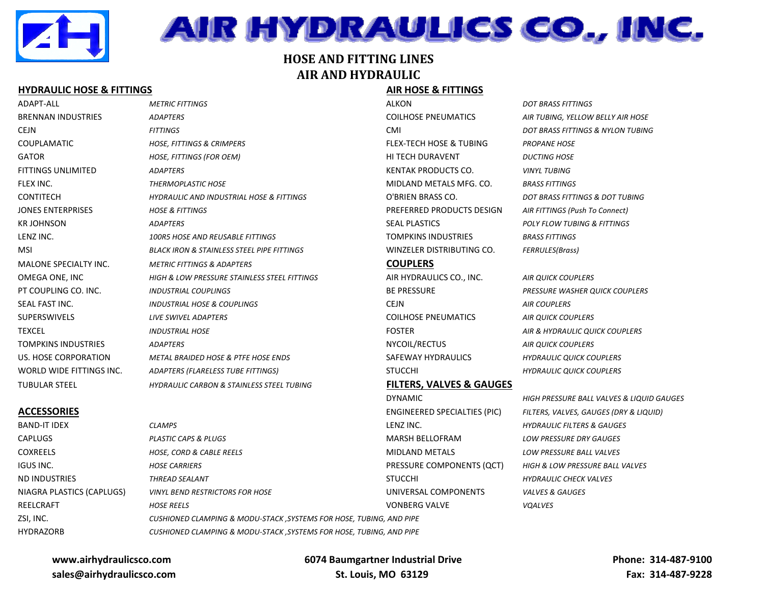# AIR HYDRAULICS CO., INC.

## HOSE AND FITTING LINES
## AIR AND HYDRAULIC

### HYDRAULIC HOSE & FITTINGS

| | |
|---|---|
| ADAPT-ALL | *METRIC FITTINGS* |
| BRENNAN INDUSTRIES | *ADAPTERS* |
| CEJN | *FITTINGS* |
| COUPLAMATIC | *HOSE, FITTINGS & CRIMPERS* |
| GATOR | *HOSE, FITTINGS (FOR OEM)* |
| FITTINGS UNLIMITED | *ADAPTERS* |
| FLEX INC. | *THERMOPLASTIC HOSE* |
| CONTITECH | *HYDRAULIC AND INDUSTRIAL HOSE & FITTINGS* |
| JONES ENTERPRISES | *HOSE & FITTINGS* |
| KR JOHNSON | *ADAPTERS* |
| LENZ INC. | *100R5 HOSE AND REUSABLE FITTINGS* |
| MSI | *BLACK IRON & STAINLESS STEEL PIPE FITTINGS* |
| MALONE SPECIALTY INC. | *METRIC FITTINGS & ADAPTERS* |
| OMEGA ONE, INC | *HIGH & LOW PRESSURE STAINLESS STEEL FITTINGS* |
| PT COUPLING CO. INC. | *INDUSTRIAL COUPLINGS* |
| SEAL FAST INC. | *INDUSTRIAL HOSE & COUPLINGS* |
| SUPERSWIVELS | *LIVE SWIVEL ADAPTERS* |
| TEXCEL | *INDUSTRIAL HOSE* |
| TOMPKINS INDUSTRIES | *ADAPTERS* |
| US. HOSE CORPORATION | *METAL BRAIDED HOSE & PTFE HOSE ENDS* |
| WORLD WIDE FITTINGS INC. | *ADAPTERS (FLARELESS TUBE FITTINGS)* |
| TUBULAR STEEL | *HYDRAULIC CARBON & STAINLESS STEEL TUBING* |

### ACCESSORIES

| | |
|---|---|
| BAND-IT IDEX | *CLAMPS* |
| CAPLUGS | *PLASTIC CAPS & PLUGS* |
| COXREELS | *HOSE, CORD & CABLE REELS* |
| IGUS INC. | *HOSE CARRIERS* |
| ND INDUSTRIES | *THREAD SEALANT* |
| NIAGRA PLASTICS (CAPLUGS) | *VINYL BEND RESTRICTORS FOR HOSE* |
| REELCRAFT | *HOSE REELS* |
| ZSI, INC. | *CUSHIONED CLAMPING & MODU-STACK ,SYSTEMS FOR HOSE, TUBING, AND PIPE* |
| HYDRAZORB | *CUSHIONED CLAMPING & MODU-STACK ,SYSTEMS FOR HOSE, TUBING, AND PIPE* |

### AIR HOSE & FITTINGS

| | |
|---|---|
| ALKON | *DOT BRASS FITTINGS* |
| COILHOSE PNEUMATICS | *AIR TUBING, YELLOW BELLY AIR HOSE* |
| CMI | *DOT BRASS FITTINGS & NYLON TUBING* |
| FLEX-TECH HOSE & TUBING | *PROPANE HOSE* |
| HI TECH DURAVENT | *DUCTING HOSE* |
| KENTAK PRODUCTS CO. | *VINYL TUBING* |
| MIDLAND METALS MFG. CO. | *BRASS FITTINGS* |
| O'BRIEN BRASS CO. | *DOT BRASS FITTINGS & DOT TUBING* |
| PREFERRED PRODUCTS DESIGN | *AIR FITTINGS (Push To Connect)* |
| SEAL PLASTICS | *POLY FLOW TUBING & FITTINGS* |
| TOMPKINS INDUSTRIES | *BRASS FITTINGS* |
| WINZELER DISTRIBUTING CO. | *FERRULES(Brass)* |

### COUPLERS

| | |
|---|---|
| AIR HYDRAULICS CO., INC. | *AIR QUICK COUPLERS* |
| BE PRESSURE | *PRESSURE WASHER QUICK COUPLERS* |
| CEJN | *AIR COUPLERS* |
| COILHOSE PNEUMATICS | *AIR QUICK COUPLERS* |
| FOSTER | *AIR & HYDRAULIC QUICK COUPLERS* |
| NYCOIL/RECTUS | *AIR QUICK COUPLERS* |
| SAFEWAY HYDRAULICS | *HYDRAULIC QUICK COUPLERS* |
| STUCCHI | *HYDRAULIC QUICK COUPLERS* |

### FILTERS, VALVES & GAUGES

| | |
|---|---|
| DYNAMIC | *HIGH PRESSURE BALL VALVES & LIQUID GAUGES* |
| ENGINEERED SPECIALTIES (PIC) | *FILTERS, VALVES, GAUGES (DRY & LIQUID)* |
| LENZ INC. | *HYDRAULIC FILTERS & GAUGES* |
| MARSH BELLOFRAM | *LOW PRESSURE DRY GAUGES* |
| MIDLAND METALS | *LOW PRESSURE BALL VALVES* |
| PRESSURE COMPONENTS (QCT) | *HIGH & LOW PRESSURE BALL VALVES* |
| STUCCHI | *HYDRAULIC CHECK VALVES* |
| UNIVERSAL COMPONENTS | *VALVES & GAUGES* |
| VONBERG VALVE | *VQALVES* |

**www.airhydraulicsco.com**
**sales@airhydraulicsco.com**

**6074 Baumgartner Industrial Drive**
**St. Louis, MO 63129**

**Phone: 314-487-9100**
**Fax: 314-487-9228**